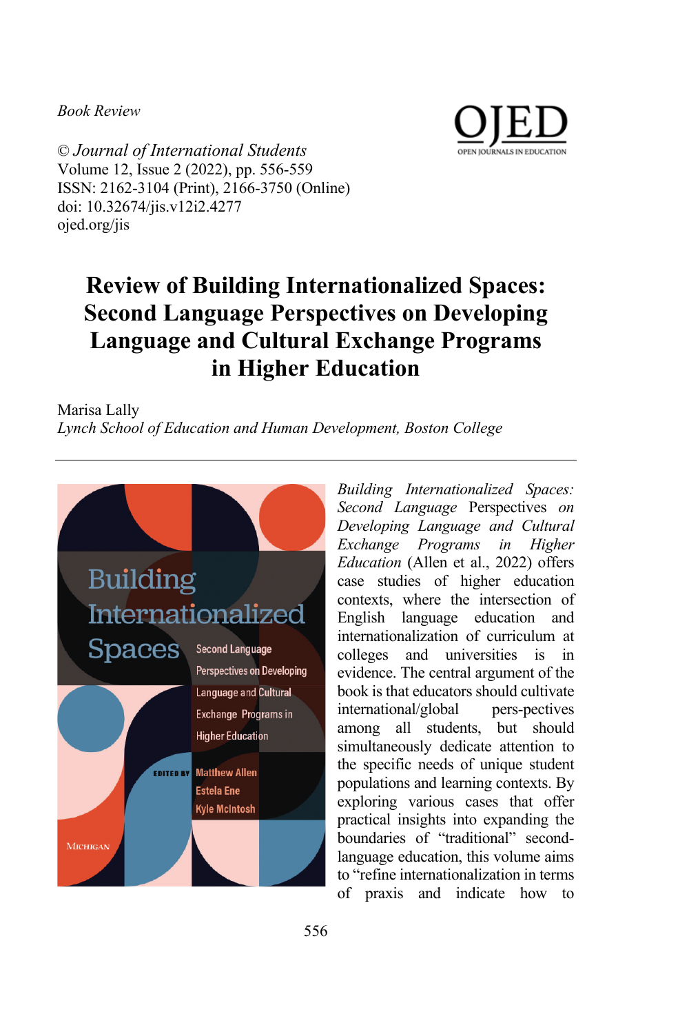*Book Review*

© *Journal of International Students*
Volume 12, Issue 2 (2022), pp. 556-559
ISSN: 2162-3104 (Print), 2166-3750 (Online)
doi: 10.32674/jis.v12i2.4277
ojed.org/jis

# Review of Building Internationalized Spaces: Second Language Perspectives on Developing Language and Cultural Exchange Programs in Higher Education

Marisa Lally
*Lynch School of Education and Human Development, Boston College*

---

*Building Internationalized Spaces: Second Language* Perspectives *on Developing Language and Cultural Exchange Programs in Higher Education* (Allen et al., 2022) offers case studies of higher education contexts, where the intersection of English language education and internationalization of curriculum at colleges and universities is in evidence. The central argument of the book is that educators should cultivate international/global pers-pectives among all students, but should simultaneously dedicate attention to the specific needs of unique student populations and learning contexts. By exploring various cases that offer practical insights into expanding the boundaries of "traditional" second-language education, this volume aims to "refine internationalization in terms of praxis and indicate how to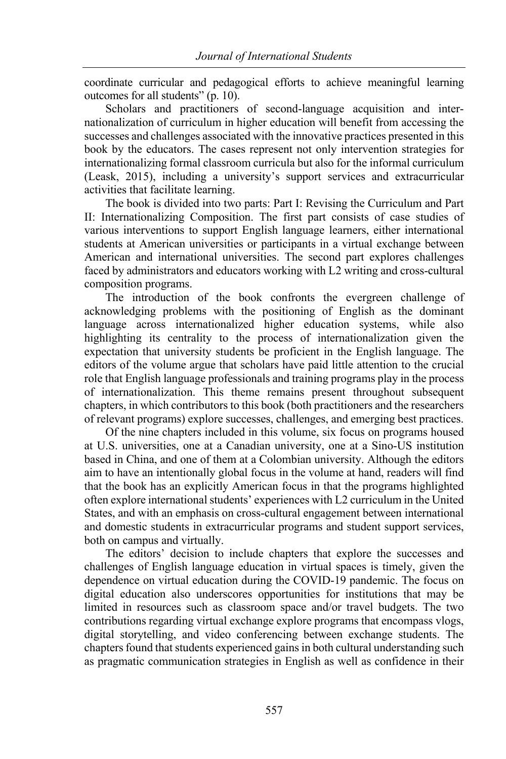coordinate curricular and pedagogical efforts to achieve meaningful learning outcomes for all students" (p. 10).

Scholars and practitioners of second-language acquisition and internationalization of curriculum in higher education will benefit from accessing the successes and challenges associated with the innovative practices presented in this book by the educators. The cases represent not only intervention strategies for internationalizing formal classroom curricula but also for the informal curriculum (Leask, 2015), including a university's support services and extracurricular activities that facilitate learning.

The book is divided into two parts: Part I: Revising the Curriculum and Part II: Internationalizing Composition. The first part consists of case studies of various interventions to support English language learners, either international students at American universities or participants in a virtual exchange between American and international universities. The second part explores challenges faced by administrators and educators working with L2 writing and cross-cultural composition programs.

The introduction of the book confronts the evergreen challenge of acknowledging problems with the positioning of English as the dominant language across internationalized higher education systems, while also highlighting its centrality to the process of internationalization given the expectation that university students be proficient in the English language. The editors of the volume argue that scholars have paid little attention to the crucial role that English language professionals and training programs play in the process of internationalization. This theme remains present throughout subsequent chapters, in which contributors to this book (both practitioners and the researchers of relevant programs) explore successes, challenges, and emerging best practices.

Of the nine chapters included in this volume, six focus on programs housed at U.S. universities, one at a Canadian university, one at a Sino-US institution based in China, and one of them at a Colombian university. Although the editors aim to have an intentionally global focus in the volume at hand, readers will find that the book has an explicitly American focus in that the programs highlighted often explore international students' experiences with L2 curriculum in the United States, and with an emphasis on cross-cultural engagement between international and domestic students in extracurricular programs and student support services, both on campus and virtually.

The editors' decision to include chapters that explore the successes and challenges of English language education in virtual spaces is timely, given the dependence on virtual education during the COVID-19 pandemic. The focus on digital education also underscores opportunities for institutions that may be limited in resources such as classroom space and/or travel budgets. The two contributions regarding virtual exchange explore programs that encompass vlogs, digital storytelling, and video conferencing between exchange students. The chapters found that students experienced gains in both cultural understanding such as pragmatic communication strategies in English as well as confidence in their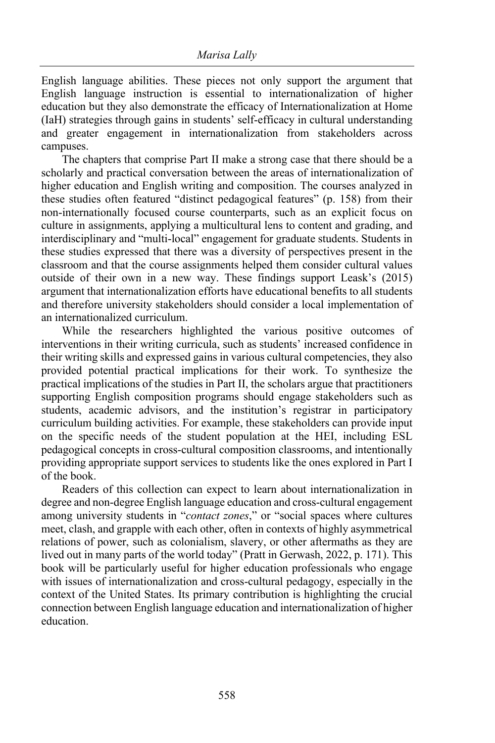English language abilities. These pieces not only support the argument that English language instruction is essential to internationalization of higher education but they also demonstrate the efficacy of Internationalization at Home (IaH) strategies through gains in students' self-efficacy in cultural understanding and greater engagement in internationalization from stakeholders across campuses.

The chapters that comprise Part II make a strong case that there should be a scholarly and practical conversation between the areas of internationalization of higher education and English writing and composition. The courses analyzed in these studies often featured "distinct pedagogical features" (p. 158) from their non-internationally focused course counterparts, such as an explicit focus on culture in assignments, applying a multicultural lens to content and grading, and interdisciplinary and "multi-local" engagement for graduate students. Students in these studies expressed that there was a diversity of perspectives present in the classroom and that the course assignments helped them consider cultural values outside of their own in a new way. These findings support Leask's (2015) argument that internationalization efforts have educational benefits to all students and therefore university stakeholders should consider a local implementation of an internationalized curriculum.

While the researchers highlighted the various positive outcomes of interventions in their writing curricula, such as students' increased confidence in their writing skills and expressed gains in various cultural competencies, they also provided potential practical implications for their work. To synthesize the practical implications of the studies in Part II, the scholars argue that practitioners supporting English composition programs should engage stakeholders such as students, academic advisors, and the institution's registrar in participatory curriculum building activities. For example, these stakeholders can provide input on the specific needs of the student population at the HEI, including ESL pedagogical concepts in cross-cultural composition classrooms, and intentionally providing appropriate support services to students like the ones explored in Part I of the book.

Readers of this collection can expect to learn about internationalization in degree and non-degree English language education and cross-cultural engagement among university students in "*contact zones*," or "social spaces where cultures meet, clash, and grapple with each other, often in contexts of highly asymmetrical relations of power, such as colonialism, slavery, or other aftermaths as they are lived out in many parts of the world today" (Pratt in Gerwash, 2022, p. 171). This book will be particularly useful for higher education professionals who engage with issues of internationalization and cross-cultural pedagogy, especially in the context of the United States. Its primary contribution is highlighting the crucial connection between English language education and internationalization of higher education.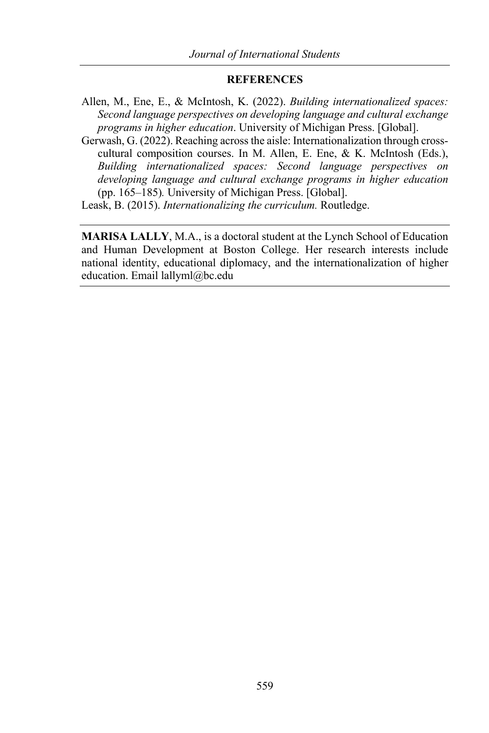## REFERENCES

Allen, M., Ene, E., & McIntosh, K. (2022). *Building internationalized spaces: Second language perspectives on developing language and cultural exchange programs in higher education*. University of Michigan Press. [Global].

Gerwash, G. (2022). Reaching across the aisle: Internationalization through cross-cultural composition courses. In M. Allen, E. Ene, & K. McIntosh (Eds.), *Building internationalized spaces: Second language perspectives on developing language and cultural exchange programs in higher education* (pp. 165–185). University of Michigan Press. [Global].

Leask, B. (2015). *Internationalizing the curriculum.* Routledge.

---

**MARISA LALLY**, M.A., is a doctoral student at the Lynch School of Education and Human Development at Boston College. Her research interests include national identity, educational diplomacy, and the internationalization of higher education. Email lallyml@bc.edu